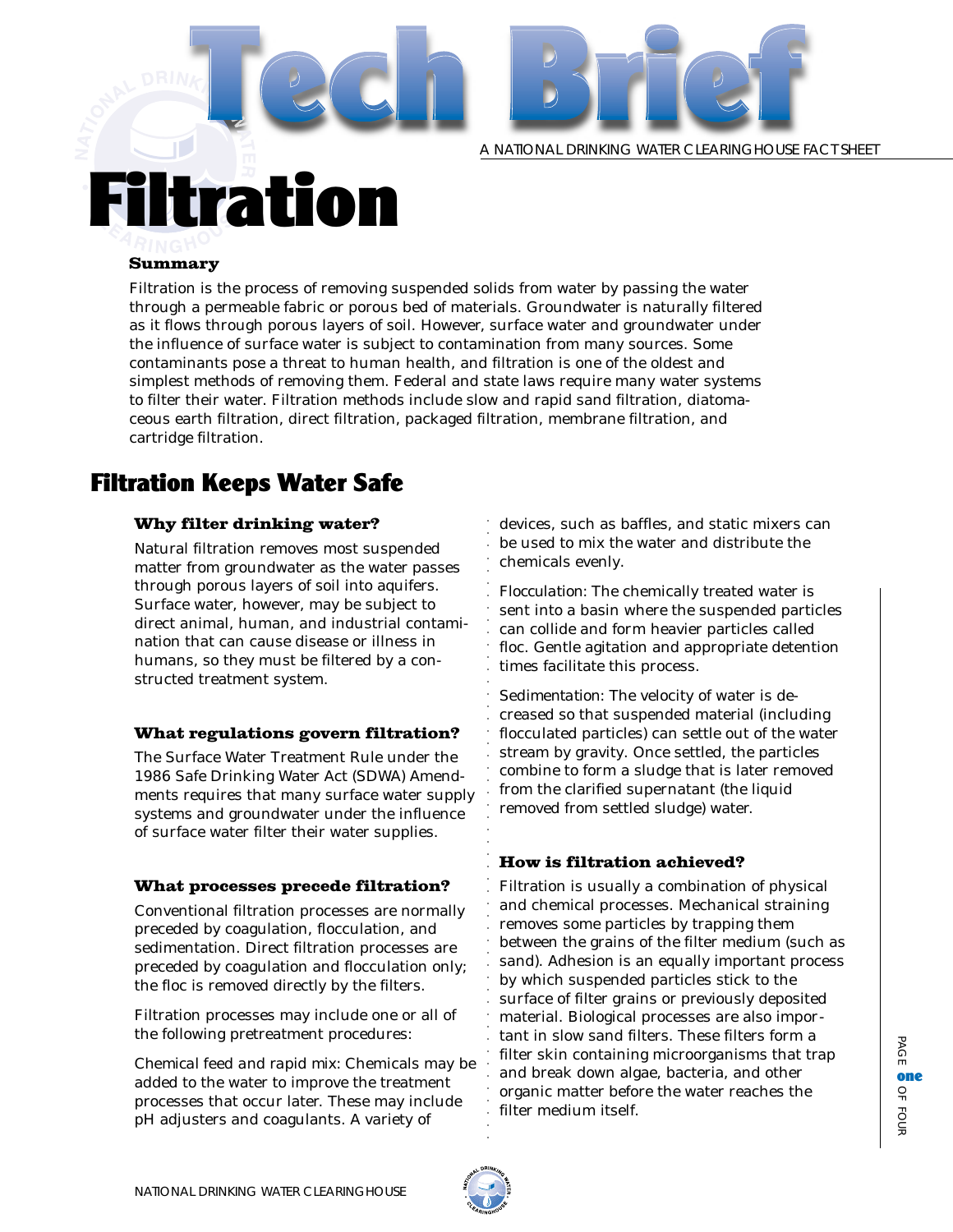Tech Brief

A NATIONAL DRINKING WATER CLEARINGHOUSE FACT SHEET

# Filtration

### Summary

Filtration is the process of removing suspended solids from water by passing the water through a permeable fabric or porous bed of materials. Groundwater is naturally filtered as it flows through porous layers of soil. However, surface water and groundwater under the influence of surface water is subject to contamination from many sources. Some contaminants pose a threat to human health, and filtration is one of the oldest and simplest methods of removing them. Federal and state laws require many water systems to filter their water. Filtration methods include slow and rapid sand filtration, diatomaceous earth filtration, direct filtration, packaged filtration, membrane filtration, and cartridge filtration.

## Filtration Keeps Water Safe

### Why filter drinking water?

Natural filtration removes most suspended matter from groundwater as the water passes through porous layers of soil into aquifers. Surface water, however, may be subject to direct animal, human, and industrial contamination that can cause disease or illness in humans, so they must be filtered by a constructed treatment system.

### What regulations govern filtration?

The Surface Water Treatment Rule under the 1986 Safe Drinking Water Act (SDWA) Amendments requires that many surface water supply systems and groundwater under the influence of surface water filter their water supplies.

### What processes precede filtration?

Conventional filtration processes are normally preceded by coagulation, flocculation, and sedimentation. Direct filtration processes are preceded by coagulation and flocculation only; the floc is removed directly by the filters.

Filtration processes may include one or all of the following pretreatment procedures:

*Chemical feed and rapid mix:* Chemicals may be added to the water to improve the treatment processes that occur later. These may include pH adjusters and coagulants. A variety of devices, such as baffles, and static mixers can be used to mix the water and distribute the chemicals evenly.

*Flocculation:* The chemically treated water is sent into a basin where the suspended particles can collide and form heavier particles called floc. Gentle agitation and appropriate detention times facilitate this process.

*Sedimentation:* The velocity of water is decreased so that suspended material (including flocculated particles) can settle out of the water stream by gravity. Once settled, the particles combine to form a sludge that is later removed from the clarified supernatant (the liquid removed from settled sludge) water.

### How is filtration achieved?

Filtration is usually a combination of physical and chemical processes. Mechanical straining removes some particles by trapping them between the grains of the filter medium (such as sand). Adhesion is an equally important process by which suspended particles stick to the surface of filter grains or previously deposited material. Biological processes are also important in slow sand filters. These filters form a filter skin containing microorganisms that trap and break down algae, bacteria, and other organic matter before the water reaches the filter medium itself.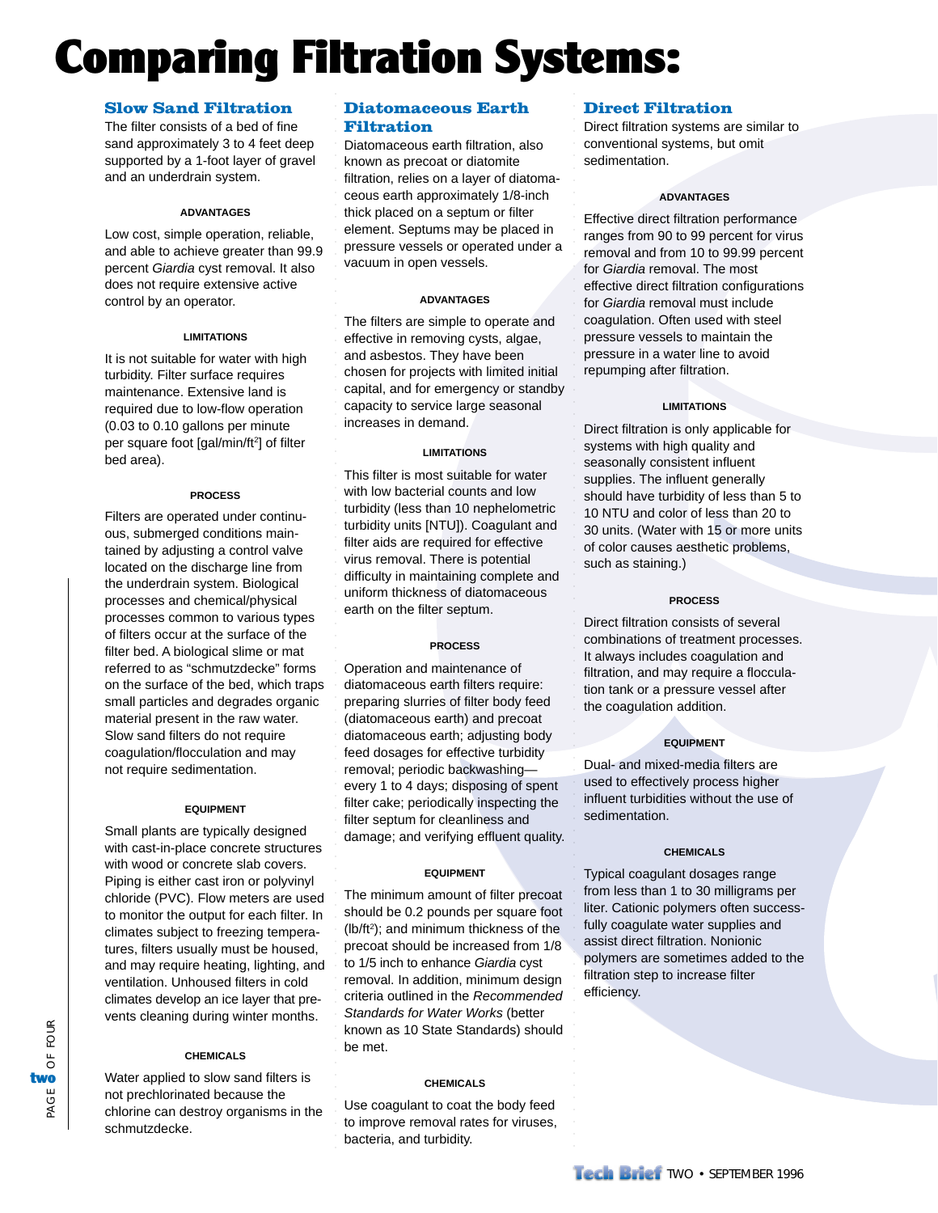# Comparing Filtration Systems:

## Slow Sand Filtration

The filter consists of a bed of fine sand approximately 3 to 4 feet deep supported by a 1-foot layer of gravel and an underdrain system.

### ADVANTAGES

Low cost, simple operation, reliable, and able to achieve greater than 99.9 percent *Giardia* cyst removal. It also does not require extensive active control by an operator.

### LIMITATIONS

It is not suitable for water with high turbidity. Filter surface requires maintenance. Extensive land is required due to low-flow operation (0.03 to 0.10 gallons per minute per square foot [gal/min/ft$^2$] of filter bed area).

### PROCESS

Filters are operated under continuous, submerged conditions maintained by adjusting a control valve located on the discharge line from the underdrain system. Biological processes and chemical/physical processes common to various types of filters occur at the surface of the filter bed. A biological slime or mat referred to as "schmutzdecke" forms on the surface of the bed, which traps small particles and degrades organic material present in the raw water. Slow sand filters do not require coagulation/flocculation and may not require sedimentation.

### EQUIPMENT

Small plants are typically designed with cast-in-place concrete structures with wood or concrete slab covers. Piping is either cast iron or polyvinyl chloride (PVC). Flow meters are used to monitor the output for each filter. In climates subject to freezing temperatures, filters usually must be housed, and may require heating, lighting, and ventilation. Unhoused filters in cold climates develop an ice layer that prevents cleaning during winter months.

### CHEMICALS

Water applied to slow sand filters is not prechlorinated because the chlorine can destroy organisms in the schmutzdecke.

## Diatomaceous Earth Filtration

Diatomaceous earth filtration, also known as precoat or diatomite filtration, relies on a layer of diatomaceous earth approximately 1/8-inch thick placed on a septum or filter element. Septums may be placed in pressure vessels or operated under a vacuum in open vessels.

### ADVANTAGES

The filters are simple to operate and effective in removing cysts, algae, and asbestos. They have been chosen for projects with limited initial capital, and for emergency or standby capacity to service large seasonal increases in demand.

### LIMITATIONS

This filter is most suitable for water with low bacterial counts and low turbidity (less than 10 nephelometric turbidity units [NTU]). Coagulant and filter aids are required for effective virus removal. There is potential difficulty in maintaining complete and uniform thickness of diatomaceous earth on the filter septum.

### PROCESS

Operation and maintenance of diatomaceous earth filters require: preparing slurries of filter body feed (diatomaceous earth) and precoat diatomaceous earth; adjusting body feed dosages for effective turbidity removal; periodic backwashing—every 1 to 4 days; disposing of spent filter cake; periodically inspecting the filter septum for cleanliness and damage; and verifying effluent quality.

### EQUIPMENT

The minimum amount of filter precoat should be 0.2 pounds per square foot (lb/ft$^2$); and minimum thickness of the precoat should be increased from 1/8 to 1/5 inch to enhance *Giardia* cyst removal. In addition, minimum design criteria outlined in the *Recommended Standards for Water Works* (better known as 10 State Standards) should be met.

### CHEMICALS

Use coagulant to coat the body feed to improve removal rates for viruses, bacteria, and turbidity.

## Direct Filtration

Direct filtration systems are similar to conventional systems, but omit sedimentation.

### ADVANTAGES

Effective direct filtration performance ranges from 90 to 99 percent for virus removal and from 10 to 99.99 percent for *Giardia* removal. The most effective direct filtration configurations for *Giardia* removal must include coagulation. Often used with steel pressure vessels to maintain the pressure in a water line to avoid repumping after filtration.

### LIMITATIONS

Direct filtration is only applicable for systems with high quality and seasonally consistent influent supplies. The influent generally should have turbidity of less than 5 to 10 NTU and color of less than 20 to 30 units. (Water with 15 or more units of color causes aesthetic problems, such as staining.)

### PROCESS

Direct filtration consists of several combinations of treatment processes. It always includes coagulation and filtration, and may require a flocculation tank or a pressure vessel after the coagulation addition.

### EQUIPMENT

Dual- and mixed-media filters are used to effectively process higher influent turbidities without the use of sedimentation.

### CHEMICALS

Typical coagulant dosages range from less than 1 to 30 milligrams per liter. Cationic polymers often successfully coagulate water supplies and assist direct filtration. Nonionic polymers are sometimes added to the filtration step to increase filter efficiency.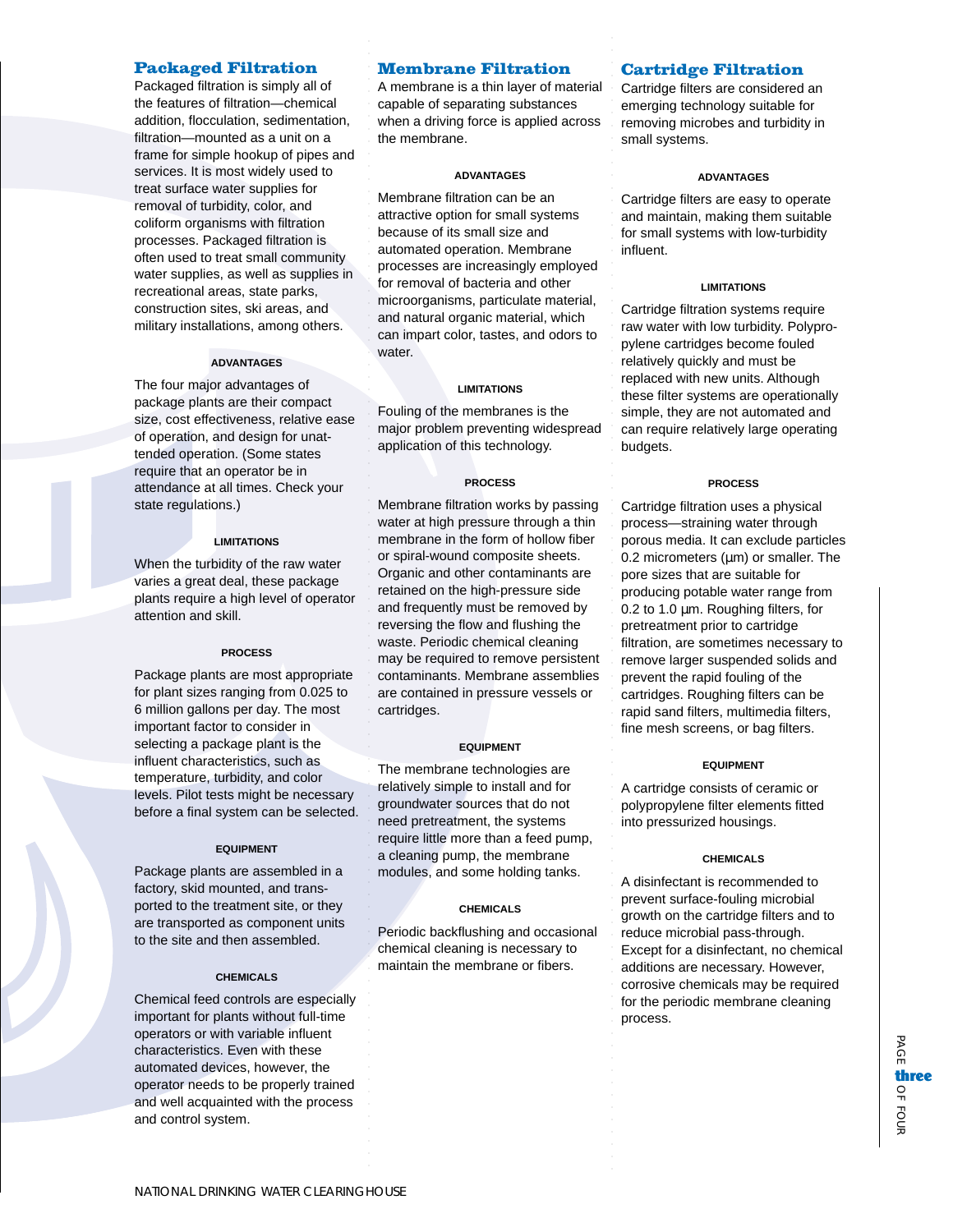## Packaged Filtration

Packaged filtration is simply all of the features of filtration—chemical addition, flocculation, sedimentation, filtration—mounted as a unit on a frame for simple hookup of pipes and services. It is most widely used to treat surface water supplies for removal of turbidity, color, and coliform organisms with filtration processes. Packaged filtration is often used to treat small community water supplies, as well as supplies in recreational areas, state parks, construction sites, ski areas, and military installations, among others.

#### ADVANTAGES

The four major advantages of package plants are their compact size, cost effectiveness, relative ease of operation, and design for unattended operation. (Some states require that an operator be in attendance at all times. Check your state regulations.)

#### LIMITATIONS

When the turbidity of the raw water varies a great deal, these package plants require a high level of operator attention and skill.

#### PROCESS

Package plants are most appropriate for plant sizes ranging from 0.025 to 6 million gallons per day. The most important factor to consider in selecting a package plant is the influent characteristics, such as temperature, turbidity, and color levels. Pilot tests might be necessary before a final system can be selected.

#### EQUIPMENT

Package plants are assembled in a factory, skid mounted, and transported to the treatment site, or they are transported as component units to the site and then assembled.

#### CHEMICALS

Chemical feed controls are especially important for plants without full-time operators or with variable influent characteristics. Even with these automated devices, however, the operator needs to be properly trained and well acquainted with the process and control system.

## Membrane Filtration

A membrane is a thin layer of material capable of separating substances when a driving force is applied across the membrane.

#### ADVANTAGES

Membrane filtration can be an attractive option for small systems because of its small size and automated operation. Membrane processes are increasingly employed for removal of bacteria and other microorganisms, particulate material, and natural organic material, which can impart color, tastes, and odors to water.

#### LIMITATIONS

Fouling of the membranes is the major problem preventing widespread application of this technology.

#### PROCESS

Membrane filtration works by passing water at high pressure through a thin membrane in the form of hollow fiber or spiral-wound composite sheets. Organic and other contaminants are retained on the high-pressure side and frequently must be removed by reversing the flow and flushing the waste. Periodic chemical cleaning may be required to remove persistent contaminants. Membrane assemblies are contained in pressure vessels or cartridges.

#### EQUIPMENT

The membrane technologies are relatively simple to install and for groundwater sources that do not need pretreatment, the systems require little more than a feed pump, a cleaning pump, the membrane modules, and some holding tanks.

#### CHEMICALS

Periodic backflushing and occasional chemical cleaning is necessary to maintain the membrane or fibers.

## Cartridge Filtration

Cartridge filters are considered an emerging technology suitable for removing microbes and turbidity in small systems.

#### ADVANTAGES

Cartridge filters are easy to operate and maintain, making them suitable for small systems with low-turbidity influent.

#### LIMITATIONS

Cartridge filtration systems require raw water with low turbidity. Polypropylene cartridges become fouled relatively quickly and must be replaced with new units. Although these filter systems are operationally simple, they are not automated and can require relatively large operating budgets.

#### PROCESS

Cartridge filtration uses a physical process—straining water through porous media. It can exclude particles 0.2 micrometers (µm) or smaller. The pore sizes that are suitable for producing potable water range from 0.2 to 1.0 µm. Roughing filters, for pretreatment prior to cartridge filtration, are sometimes necessary to remove larger suspended solids and prevent the rapid fouling of the cartridges. Roughing filters can be rapid sand filters, multimedia filters, fine mesh screens, or bag filters.

#### EQUIPMENT

A cartridge consists of ceramic or polypropylene filter elements fitted into pressurized housings.

#### CHEMICALS

A disinfectant is recommended to prevent surface-fouling microbial growth on the cartridge filters and to reduce microbial pass-through. Except for a disinfectant, no chemical additions are necessary. However, corrosive chemicals may be required for the periodic membrane cleaning process.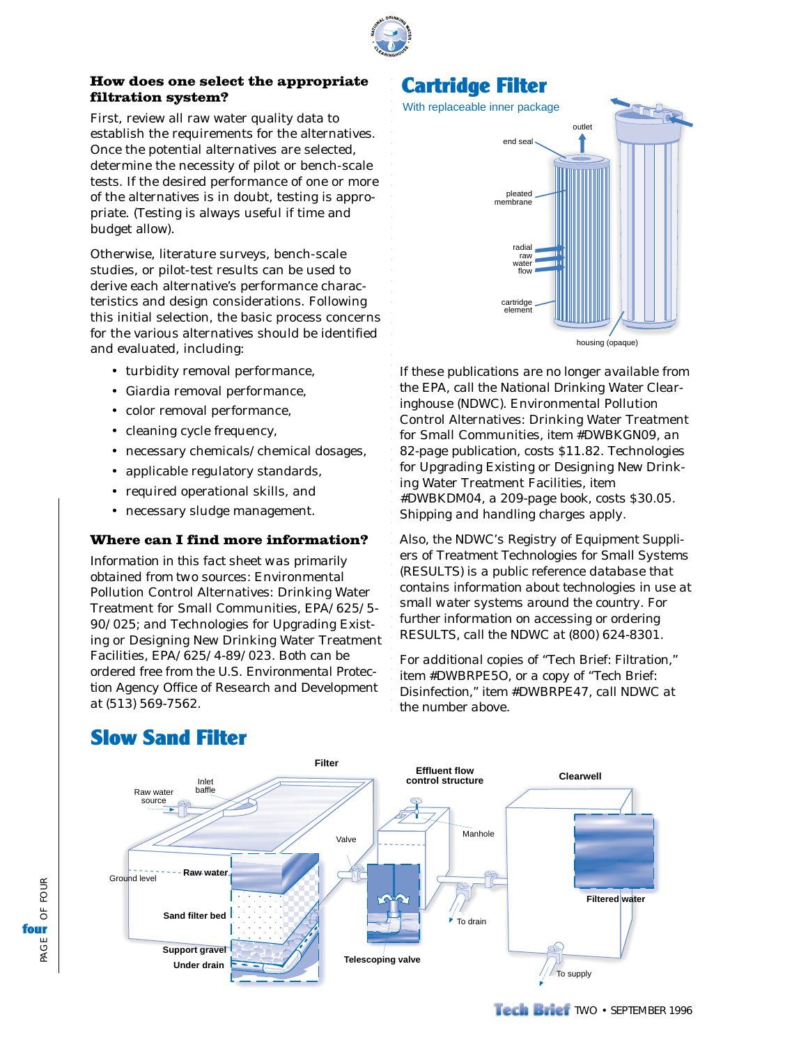## How does one select the appropriate filtration system?

First, review all raw water quality data to establish the requirements for the alternatives. Once the potential alternatives are selected, determine the necessity of pilot or bench-scale tests. If the desired performance of one or more of the alternatives is in doubt, testing is appropriate. (Testing is always useful if time and budget allow).

Otherwise, literature surveys, bench-scale studies, or pilot-test results can be used to derive each alternative's performance characteristics and design considerations. Following this initial selection, the basic process concerns for the various alternatives should be identified and evaluated, including:

- turbidity removal performance,
- Giardia removal performance,
- color removal performance,
- cleaning cycle frequency,
- necessary chemicals/chemical dosages,
- applicable regulatory standards,
- required operational skills, and
- necessary sludge management.

## Where can I find more information?

Information in this fact sheet was primarily obtained from two sources: Environmental Pollution Control Alternatives: Drinking Water Treatment for Small Communities, EPA/625/5-90/025; and Technologies for Upgrading Existing or Designing New Drinking Water Treatment Facilities, EPA/625/4-89/023. Both can be ordered free from the U.S. Environmental Protection Agency Office of Research and Development at (513) 569-7562.

## Cartridge Filter

With replaceable inner package

end seal
outlet
pleated membrane
radial raw water flow
cartridge element
housing (opaque)

If these publications are no longer available from the EPA, call the National Drinking Water Clearinghouse (NDWC). Environmental Pollution Control Alternatives: Drinking Water Treatment for Small Communities, item #DWBKGN09, an 82-page publication, costs $11.82. Technologies for Upgrading Existing or Designing New Drinking Water Treatment Facilities, item #DWBKDM04, a 209-page book, costs $30.05. Shipping and handling charges apply.

Also, the NDWC's Registry of Equipment Suppliers of Treatment Technologies for Small Systems (RESULTS) is a public reference database that contains information about technologies in use at small water systems around the country. For further information on accessing or ordering RESULTS, call the NDWC at (800) 624-8301.

For additional copies of "Tech Brief: Filtration," item #DWBRPE50, or a copy of "Tech Brief: Disinfection," item #DWBRPE47, call NDWC at the number above.

## Slow Sand Filter

Filter
Raw water source
Inlet baffle
Valve
Ground level
Raw water
Sand filter bed
Support gravel
Under drain
Effluent flow control structure
Manhole
Telescoping valve
To drain
Clearwell
Filtered water
To supply